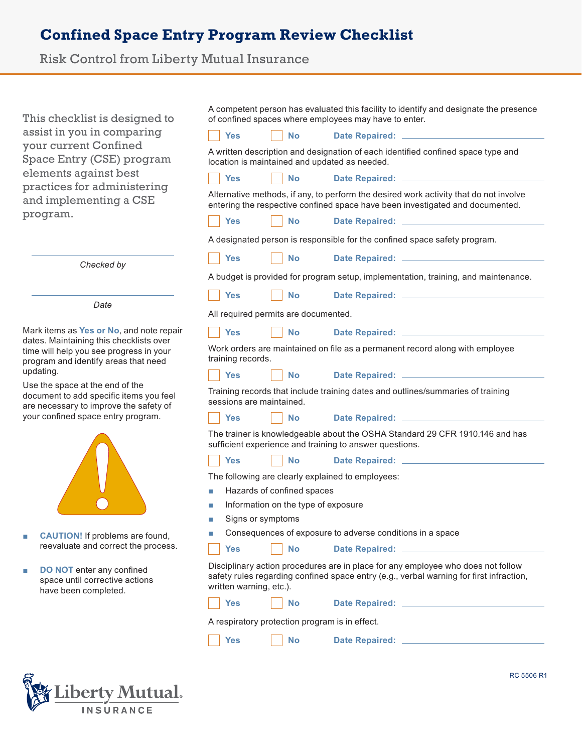# Confined Space Entry Program Review Checklist

Risk Control from Liberty Mutual Insurance

This checklist is designed to assist in you in comparing your current Confined Space Entry (CSE) program elements against best practices for administering and implementing a CSE program.

Checked by

Date

Mark items as **Yes or No**, and note repair dates. Maintaining this checklists over time will help you see progress in your program and identify areas that need updating.

Use the space at the end of the document to add specific items you feel are necessary to improve the safety of your confined space entry program.

- **CAUTION!** If problems are found, reevaluate and correct the process.
- **DO NOT** enter any confined space until corrective actions have been completed.

A competent person has evaluated this facility to identify and designate the presence of confined spaces where employees may have to enter.

☐ Yes ☐ No **Date Repaired:** ______________

A written description and designation of each identified confined space type and location is maintained and updated as needed.

☐ Yes ☐ No **Date Repaired:** ______________

Alternative methods, if any, to perform the desired work activity that do not involve entering the respective confined space have been investigated and documented.

☐ Yes ☐ No **Date Repaired:** ______________

A designated person is responsible for the confined space safety program.

☐ Yes ☐ No **Date Repaired:** ______________

A budget is provided for program setup, implementation, training, and maintenance.

☐ Yes ☐ No **Date Repaired:** ______________

All required permits are documented.

☐ Yes ☐ No **Date Repaired:** ______________

Work orders are maintained on file as a permanent record along with employee training records.

☐ Yes ☐ No **Date Repaired:** ______________

Training records that include training dates and outlines/summaries of training sessions are maintained.

☐ Yes ☐ No **Date Repaired:** ______________

The trainer is knowledgeable about the OSHA Standard 29 CFR 1910.146 and has sufficient experience and training to answer questions.

☐ Yes ☐ No **Date Repaired:** ______________

The following are clearly explained to employees:

- Hazards of confined spaces
- Information on the type of exposure
- Signs or symptoms
- Consequences of exposure to adverse conditions in a space

☐ Yes ☐ No **Date Repaired:** ______________

Disciplinary action procedures are in place for any employee who does not follow safety rules regarding confined space entry (e.g., verbal warning for first infraction, written warning, etc.).

☐ Yes ☐ No **Date Repaired:** ______________

A respiratory protection program is in effect.

☐ Yes ☐ No **Date Repaired:** ______________

Liberty Mutual INSURANCE

RC 5506 R1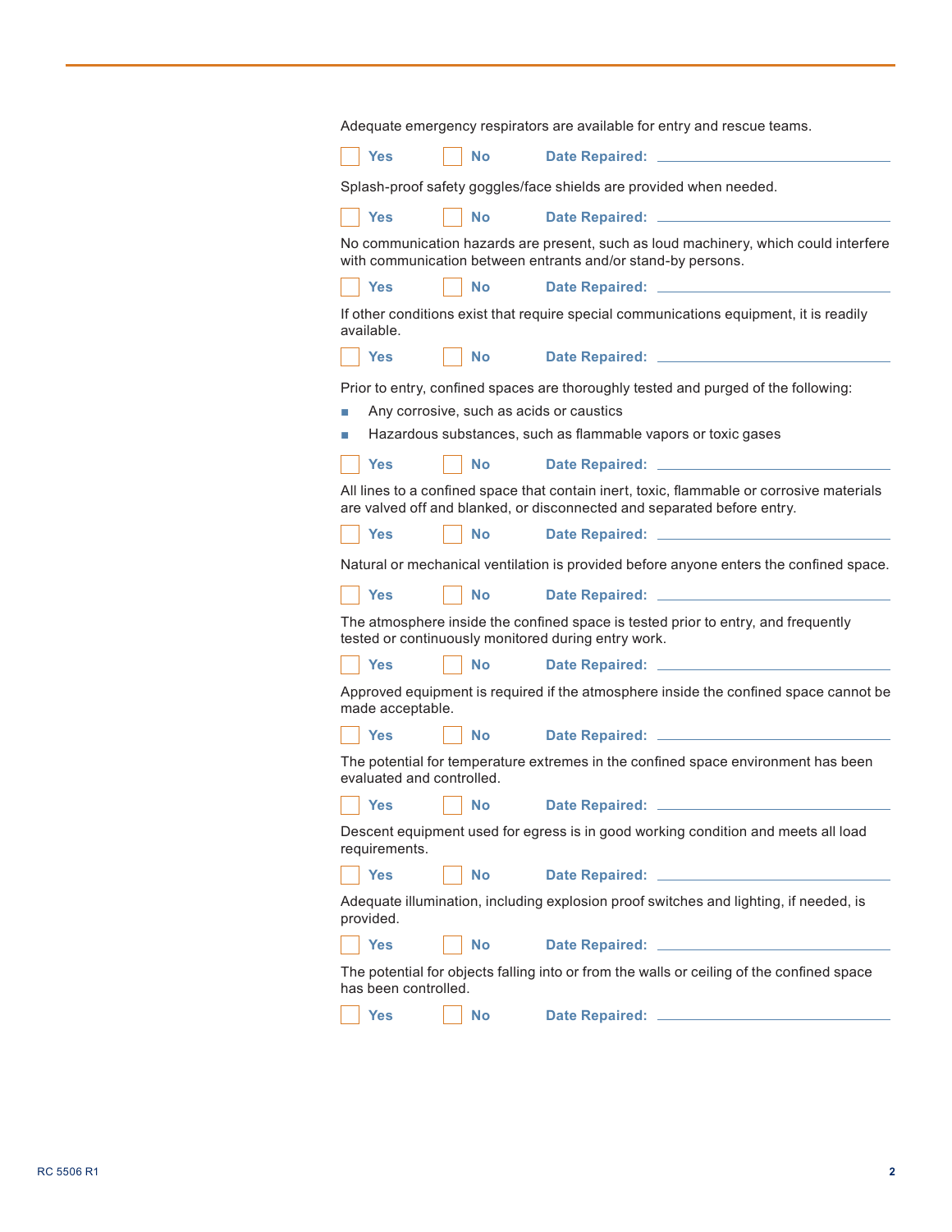Adequate emergency respirators are available for entry and rescue teams.

☐ **Yes** ☐ **No** **Date Repaired:** ______________________

Splash-proof safety goggles/face shields are provided when needed.

☐ **Yes** ☐ **No** **Date Repaired:** ______________________

No communication hazards are present, such as loud machinery, which could interfere with communication between entrants and/or stand-by persons.

☐ **Yes** ☐ **No** **Date Repaired:** ______________________

If other conditions exist that require special communications equipment, it is readily available.

☐ **Yes** ☐ **No** **Date Repaired:** ______________________

Prior to entry, confined spaces are thoroughly tested and purged of the following:

- Any corrosive, such as acids or caustics
- Hazardous substances, such as flammable vapors or toxic gases

☐ **Yes** ☐ **No** **Date Repaired:** ______________________

All lines to a confined space that contain inert, toxic, flammable or corrosive materials are valved off and blanked, or disconnected and separated before entry.

☐ **Yes** ☐ **No** **Date Repaired:** ______________________

Natural or mechanical ventilation is provided before anyone enters the confined space.

☐ **Yes** ☐ **No** **Date Repaired:** ______________________

The atmosphere inside the confined space is tested prior to entry, and frequently tested or continuously monitored during entry work.

☐ **Yes** ☐ **No** **Date Repaired:** ______________________

Approved equipment is required if the atmosphere inside the confined space cannot be made acceptable.

☐ **Yes** ☐ **No** **Date Repaired:** ______________________

The potential for temperature extremes in the confined space environment has been evaluated and controlled.

☐ **Yes** ☐ **No** **Date Repaired:** ______________________

Descent equipment used for egress is in good working condition and meets all load requirements.

☐ **Yes** ☐ **No** **Date Repaired:** ______________________

Adequate illumination, including explosion proof switches and lighting, if needed, is provided.

☐ **Yes** ☐ **No** **Date Repaired:** ______________________

The potential for objects falling into or from the walls or ceiling of the confined space has been controlled.

☐ **Yes** ☐ **No** **Date Repaired:** ______________________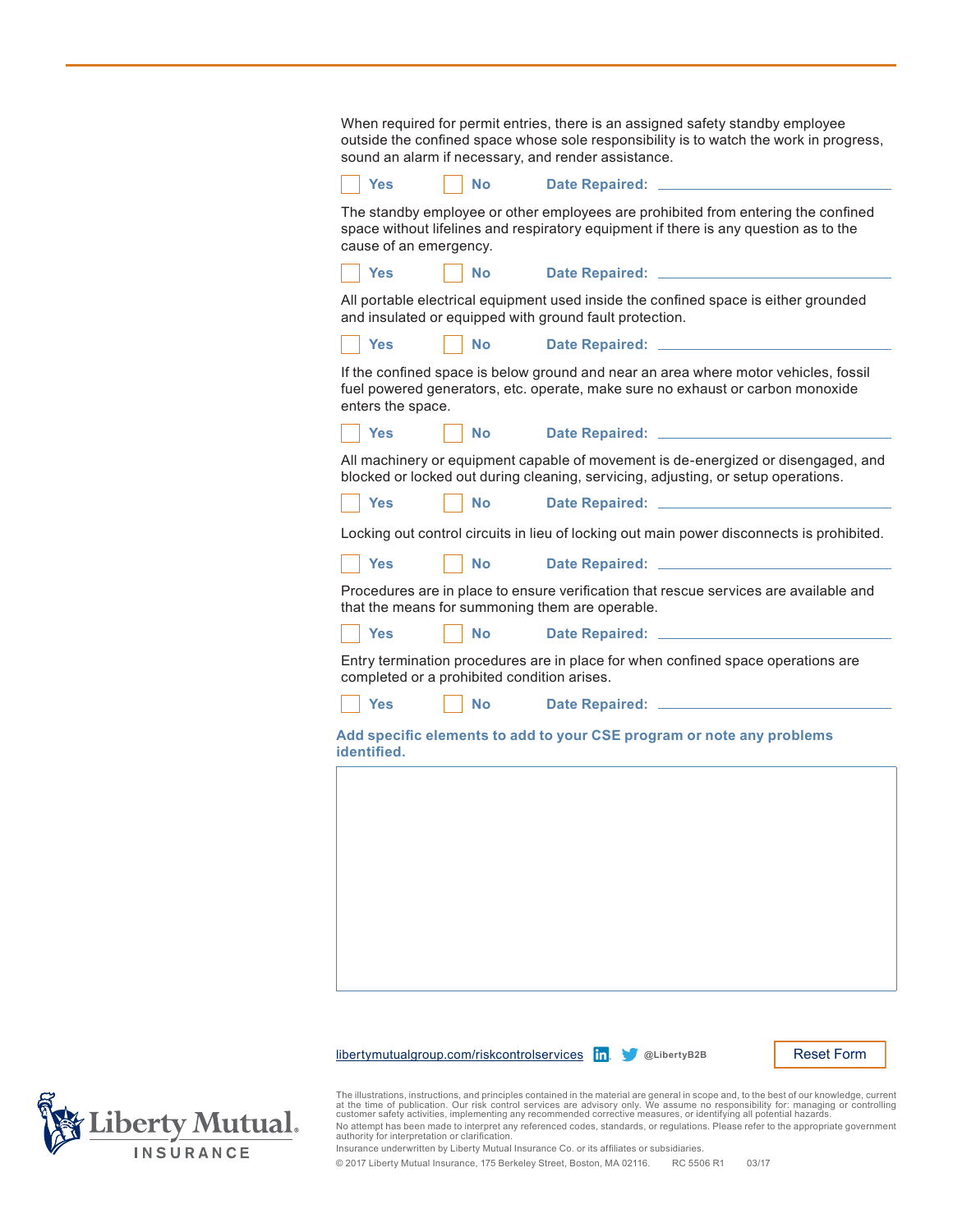When required for permit entries, there is an assigned safety standby employee outside the confined space whose sole responsibility is to watch the work in progress, sound an alarm if necessary, and render assistance.

☐ Yes ☐ No **Date Repaired:** ______________________

The standby employee or other employees are prohibited from entering the confined space without lifelines and respiratory equipment if there is any question as to the cause of an emergency.

☐ Yes ☐ No **Date Repaired:** ______________________

All portable electrical equipment used inside the confined space is either grounded and insulated or equipped with ground fault protection.

☐ Yes ☐ No **Date Repaired:** ______________________

If the confined space is below ground and near an area where motor vehicles, fossil fuel powered generators, etc. operate, make sure no exhaust or carbon monoxide enters the space.

☐ Yes ☐ No **Date Repaired:** ______________________

All machinery or equipment capable of movement is de-energized or disengaged, and blocked or locked out during cleaning, servicing, adjusting, or setup operations.

☐ Yes ☐ No **Date Repaired:** ______________________

Locking out control circuits in lieu of locking out main power disconnects is prohibited.

☐ Yes ☐ No **Date Repaired:** ______________________

Procedures are in place to ensure verification that rescue services are available and that the means for summoning them are operable.

☐ Yes ☐ No **Date Repaired:** ______________________

Entry termination procedures are in place for when confined space operations are completed or a prohibited condition arises.

☐ Yes ☐ No **Date Repaired:** ______________________

**Add specific elements to add to your CSE program or note any problems identified.**

libertymutualgroup.com/riskcontrolservices @LibertyB2B

Reset Form

Liberty Mutual INSURANCE

The illustrations, instructions, and principles contained in the material are general in scope and, to the best of our knowledge, current at the time of publication. Our risk control services are advisory only. We assume no responsibility for: managing or controlling customer safety activities, implementing any recommended corrective measures, or identifying all potential hazards.

No attempt has been made to interpret any referenced codes, standards, or regulations. Please refer to the appropriate government authority for interpretation or clarification.

Insurance underwritten by Liberty Mutual Insurance Co. or its affiliates or subsidiaries.

© 2017 Liberty Mutual Insurance, 175 Berkeley Street, Boston, MA 02116. RC 5506 R1 03/17